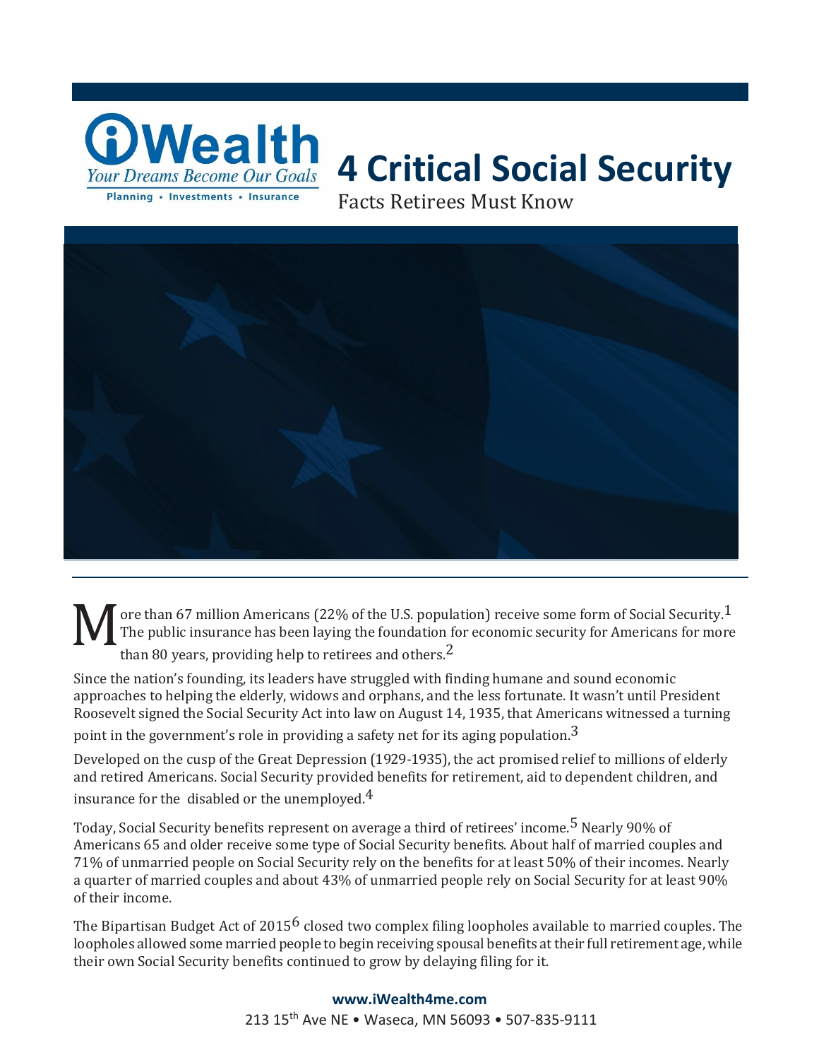iWealth

*Your Dreams Become Our Goals*

Planning • Investments • Insurance

# 4 Critical Social Security

Facts Retirees Must Know

More than 67 million Americans (22% of the U.S. population) receive some form of Social Security.[1] The public insurance has been laying the foundation for economic security for Americans for more than 80 years, providing help to retirees and others.[2]

Since the nation's founding, its leaders have struggled with finding humane and sound economic approaches to helping the elderly, widows and orphans, and the less fortunate. It wasn't until President Roosevelt signed the Social Security Act into law on August 14, 1935, that Americans witnessed a turning point in the government's role in providing a safety net for its aging population.[3]

Developed on the cusp of the Great Depression (1929-1935), the act promised relief to millions of elderly and retired Americans. Social Security provided benefits for retirement, aid to dependent children, and insurance for the disabled or the unemployed.[4]

Today, Social Security benefits represent on average a third of retirees' income.[5] Nearly 90% of Americans 65 and older receive some type of Social Security benefits. About half of married couples and 71% of unmarried people on Social Security rely on the benefits for at least 50% of their incomes. Nearly a quarter of married couples and about 43% of unmarried people rely on Social Security for at least 90% of their income.

The Bipartisan Budget Act of 2015[6] closed two complex filing loopholes available to married couples. The loopholes allowed some married people to begin receiving spousal benefits at their full retirement age, while their own Social Security benefits continued to grow by delaying filing for it.

**www.iWealth4me.com**

213 15th Ave NE • Waseca, MN 56093 • 507-835-9111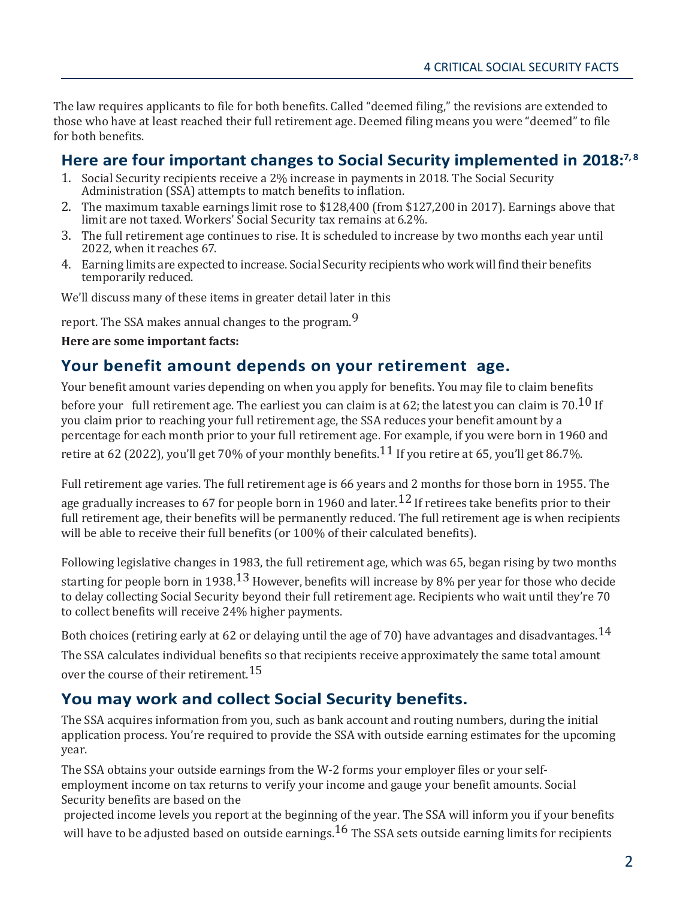The law requires applicants to file for both benefits. Called "deemed filing," the revisions are extended to those who have at least reached their full retirement age. Deemed filing means you were "deemed" to file for both benefits.

## Here are four important changes to Social Security implemented in 2018:[7, 8]

1. Social Security recipients receive a 2% increase in payments in 2018. The Social Security Administration (SSA) attempts to match benefits to inflation.
2. The maximum taxable earnings limit rose to $128,400 (from $127,200 in 2017). Earnings above that limit are not taxed. Workers' Social Security tax remains at 6.2%.
3. The full retirement age continues to rise. It is scheduled to increase by two months each year until 2022, when it reaches 67.
4. Earning limits are expected to increase. Social Security recipients who work will find their benefits temporarily reduced.

We'll discuss many of these items in greater detail later in this

report. The SSA makes annual changes to the program.[9]

**Here are some important facts:**

## Your benefit amount depends on your retirement age.

Your benefit amount varies depending on when you apply for benefits. You may file to claim benefits before your full retirement age. The earliest you can claim is at 62; the latest you can claim is 70.[10] If you claim prior to reaching your full retirement age, the SSA reduces your benefit amount by a percentage for each month prior to your full retirement age. For example, if you were born in 1960 and retire at 62 (2022), you'll get 70% of your monthly benefits.[11] If you retire at 65, you'll get 86.7%.

Full retirement age varies. The full retirement age is 66 years and 2 months for those born in 1955. The age gradually increases to 67 for people born in 1960 and later.[12] If retirees take benefits prior to their full retirement age, their benefits will be permanently reduced. The full retirement age is when recipients will be able to receive their full benefits (or 100% of their calculated benefits).

Following legislative changes in 1983, the full retirement age, which was 65, began rising by two months starting for people born in 1938.[13] However, benefits will increase by 8% per year for those who decide to delay collecting Social Security beyond their full retirement age. Recipients who wait until they're 70 to collect benefits will receive 24% higher payments.

Both choices (retiring early at 62 or delaying until the age of 70) have advantages and disadvantages.[14] The SSA calculates individual benefits so that recipients receive approximately the same total amount over the course of their retirement.[15]

## You may work and collect Social Security benefits.

The SSA acquires information from you, such as bank account and routing numbers, during the initial application process. You're required to provide the SSA with outside earning estimates for the upcoming year.

The SSA obtains your outside earnings from the W-2 forms your employer files or your self-employment income on tax returns to verify your income and gauge your benefit amounts. Social Security benefits are based on the projected income levels you report at the beginning of the year. The SSA will inform you if your benefits will have to be adjusted based on outside earnings.[16] The SSA sets outside earning limits for recipients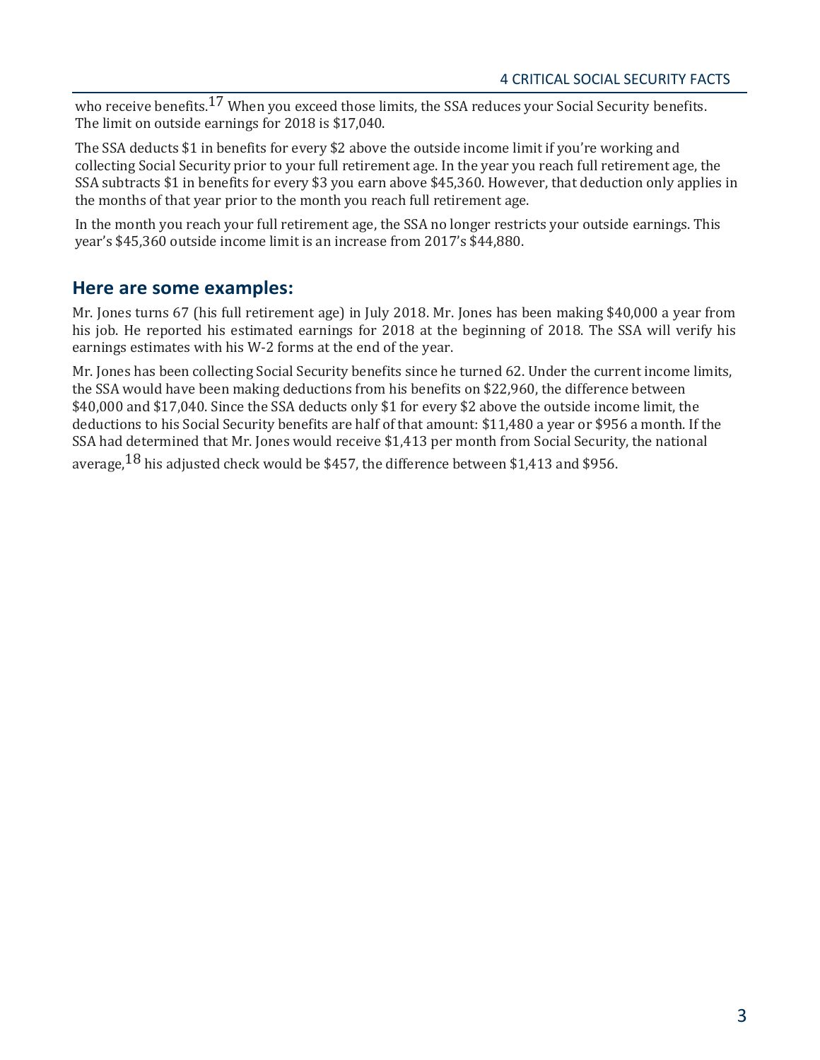who receive benefits.[17] When you exceed those limits, the SSA reduces your Social Security benefits. The limit on outside earnings for 2018 is $17,040.

The SSA deducts $1 in benefits for every $2 above the outside income limit if you're working and collecting Social Security prior to your full retirement age. In the year you reach full retirement age, the SSA subtracts $1 in benefits for every $3 you earn above $45,360. However, that deduction only applies in the months of that year prior to the month you reach full retirement age.

In the month you reach your full retirement age, the SSA no longer restricts your outside earnings. This year's $45,360 outside income limit is an increase from 2017's $44,880.

## Here are some examples:

Mr. Jones turns 67 (his full retirement age) in July 2018. Mr. Jones has been making $40,000 a year from his job. He reported his estimated earnings for 2018 at the beginning of 2018. The SSA will verify his earnings estimates with his W-2 forms at the end of the year.

Mr. Jones has been collecting Social Security benefits since he turned 62. Under the current income limits, the SSA would have been making deductions from his benefits on $22,960, the difference between $40,000 and $17,040. Since the SSA deducts only $1 for every $2 above the outside income limit, the deductions to his Social Security benefits are half of that amount: $11,480 a year or $956 a month. If the SSA had determined that Mr. Jones would receive $1,413 per month from Social Security, the national average,[18] his adjusted check would be $457, the difference between $1,413 and $956.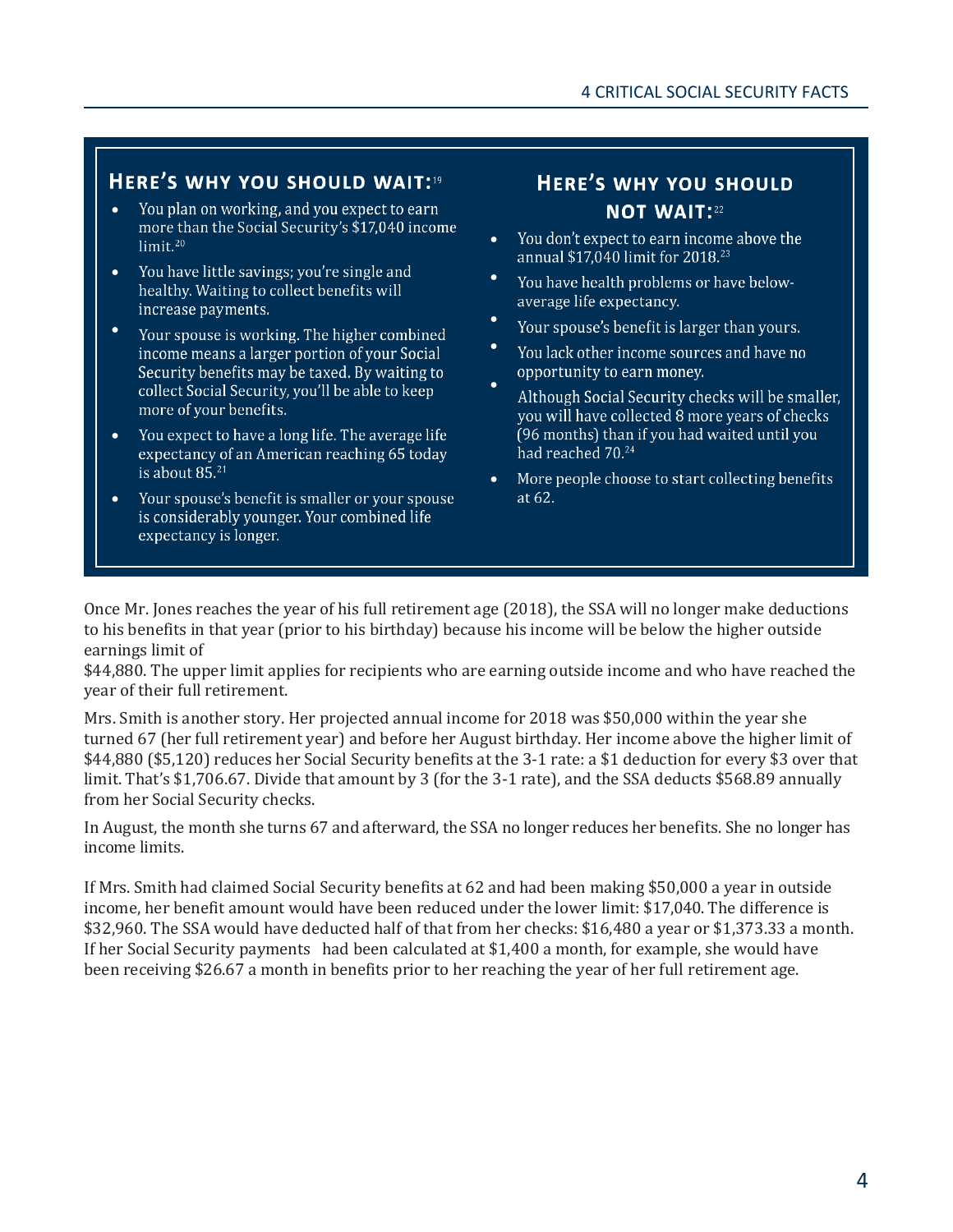## Here's why you should wait:[19]

- You plan on working, and you expect to earn more than the Social Security's $17,040 income limit.[20]
- You have little savings; you're single and healthy. Waiting to collect benefits will increase payments.
- Your spouse is working. The higher combined income means a larger portion of your Social Security benefits may be taxed. By waiting to collect Social Security, you'll be able to keep more of your benefits.
- You expect to have a long life. The average life expectancy of an American reaching 65 today is about 85.[21]
- Your spouse's benefit is smaller or your spouse is considerably younger. Your combined life expectancy is longer.

## Here's why you should not wait:[22]

- You don't expect to earn income above the annual $17,040 limit for 2018.[23]
- You have health problems or have below-average life expectancy.
- Your spouse's benefit is larger than yours.
- You lack other income sources and have no opportunity to earn money.
- Although Social Security checks will be smaller, you will have collected 8 more years of checks (96 months) than if you had waited until you had reached 70.[24]
- More people choose to start collecting benefits at 62.

Once Mr. Jones reaches the year of his full retirement age (2018), the SSA will no longer make deductions to his benefits in that year (prior to his birthday) because his income will be below the higher outside earnings limit of $44,880. The upper limit applies for recipients who are earning outside income and who have reached the year of their full retirement.

Mrs. Smith is another story. Her projected annual income for 2018 was $50,000 within the year she turned 67 (her full retirement year) and before her August birthday. Her income above the higher limit of $44,880 ($5,120) reduces her Social Security benefits at the 3-1 rate: a $1 deduction for every $3 over that limit. That's $1,706.67. Divide that amount by 3 (for the 3-1 rate), and the SSA deducts $568.89 annually from her Social Security checks.

In August, the month she turns 67 and afterward, the SSA no longer reduces her benefits. She no longer has income limits.

If Mrs. Smith had claimed Social Security benefits at 62 and had been making $50,000 a year in outside income, her benefit amount would have been reduced under the lower limit: $17,040. The difference is $32,960. The SSA would have deducted half of that from her checks: $16,480 a year or $1,373.33 a month. If her Social Security payments had been calculated at $1,400 a month, for example, she would have been receiving $26.67 a month in benefits prior to her reaching the year of her full retirement age.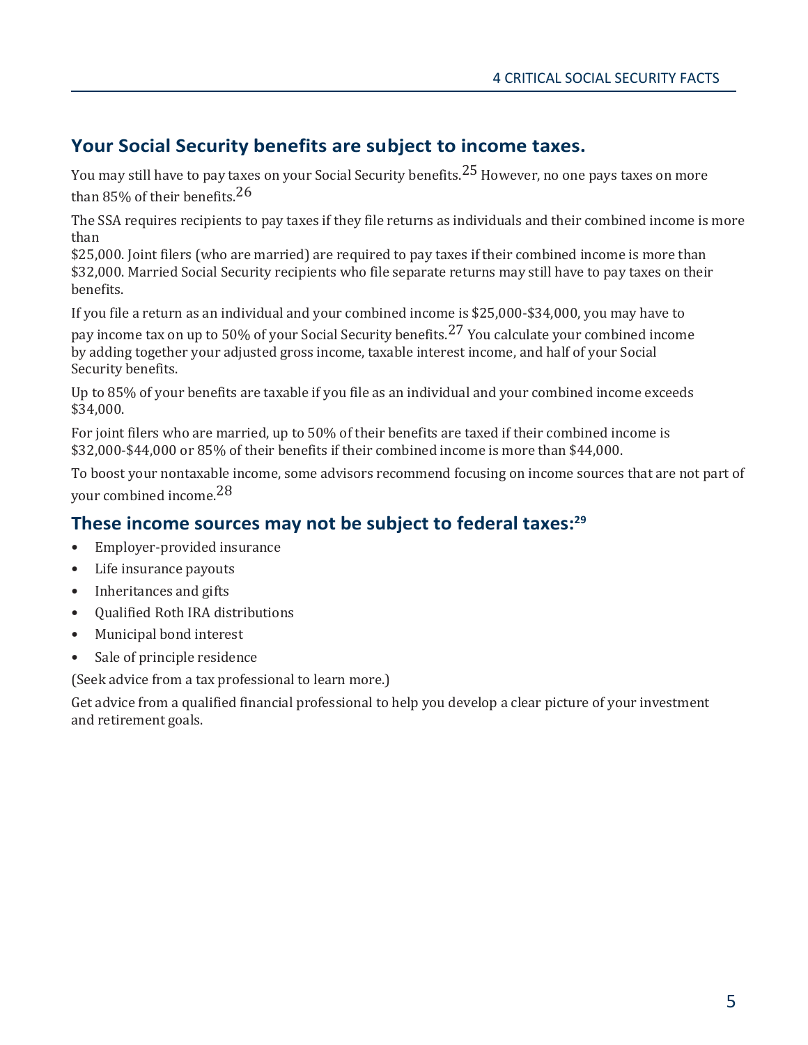## Your Social Security benefits are subject to income taxes.

You may still have to pay taxes on your Social Security benefits.[25] However, no one pays taxes on more than 85% of their benefits.[26]

The SSA requires recipients to pay taxes if they file returns as individuals and their combined income is more than $25,000. Joint filers (who are married) are required to pay taxes if their combined income is more than $32,000. Married Social Security recipients who file separate returns may still have to pay taxes on their benefits.

If you file a return as an individual and your combined income is $25,000-$34,000, you may have to pay income tax on up to 50% of your Social Security benefits.[27] You calculate your combined income by adding together your adjusted gross income, taxable interest income, and half of your Social Security benefits.

Up to 85% of your benefits are taxable if you file as an individual and your combined income exceeds $34,000.

For joint filers who are married, up to 50% of their benefits are taxed if their combined income is $32,000-$44,000 or 85% of their benefits if their combined income is more than $44,000.

To boost your nontaxable income, some advisors recommend focusing on income sources that are not part of your combined income.[28]

## These income sources may not be subject to federal taxes:[29]

- Employer-provided insurance
- Life insurance payouts
- Inheritances and gifts
- Qualified Roth IRA distributions
- Municipal bond interest
- Sale of principle residence

(Seek advice from a tax professional to learn more.)

Get advice from a qualified financial professional to help you develop a clear picture of your investment and retirement goals.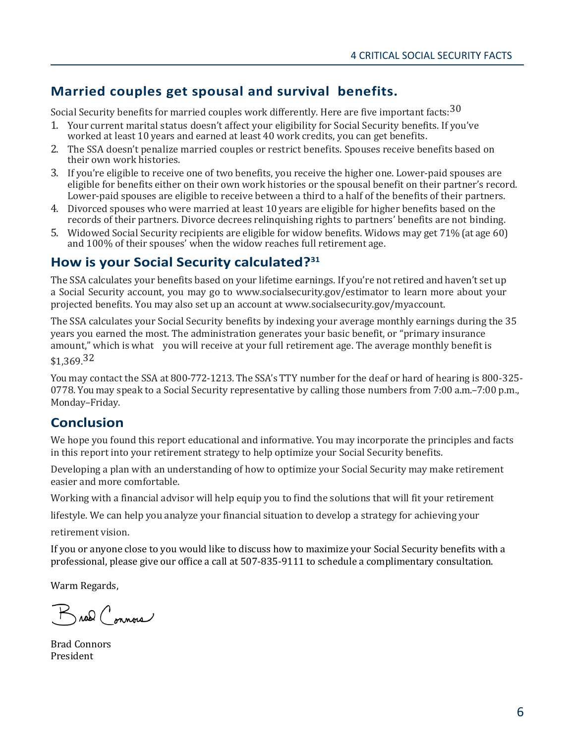## Married couples get spousal and survival benefits.

Social Security benefits for married couples work differently. Here are five important facts:[30]

1. Your current marital status doesn't affect your eligibility for Social Security benefits. If you've worked at least 10 years and earned at least 40 work credits, you can get benefits.
2. The SSA doesn't penalize married couples or restrict benefits. Spouses receive benefits based on their own work histories.
3. If you're eligible to receive one of two benefits, you receive the higher one. Lower-paid spouses are eligible for benefits either on their own work histories or the spousal benefit on their partner's record. Lower-paid spouses are eligible to receive between a third to a half of the benefits of their partners.
4. Divorced spouses who were married at least 10 years are eligible for higher benefits based on the records of their partners. Divorce decrees relinquishing rights to partners' benefits are not binding.
5. Widowed Social Security recipients are eligible for widow benefits. Widows may get 71% (at age 60) and 100% of their spouses' when the widow reaches full retirement age.

## How is your Social Security calculated?[31]

The SSA calculates your benefits based on your lifetime earnings. If you're not retired and haven't set up a Social Security account, you may go to www.socialsecurity.gov/estimator to learn more about your projected benefits. You may also set up an account at www.socialsecurity.gov/myaccount.

The SSA calculates your Social Security benefits by indexing your average monthly earnings during the 35 years you earned the most. The administration generates your basic benefit, or "primary insurance amount," which is what you will receive at your full retirement age. The average monthly benefit is $1,369.[32]

You may contact the SSA at 800-772-1213. The SSA's TTY number for the deaf or hard of hearing is 800-325-0778. You may speak to a Social Security representative by calling those numbers from 7:00 a.m.–7:00 p.m., Monday–Friday.

## Conclusion

We hope you found this report educational and informative. You may incorporate the principles and facts in this report into your retirement strategy to help optimize your Social Security benefits.

Developing a plan with an understanding of how to optimize your Social Security may make retirement easier and more comfortable.

Working with a financial advisor will help equip you to find the solutions that will fit your retirement lifestyle. We can help you analyze your financial situation to develop a strategy for achieving your retirement vision.

If you or anyone close to you would like to discuss how to maximize your Social Security benefits with a professional, please give our office a call at 507-835-9111 to schedule a complimentary consultation.

Warm Regards,

Brad Connors

Brad Connors
President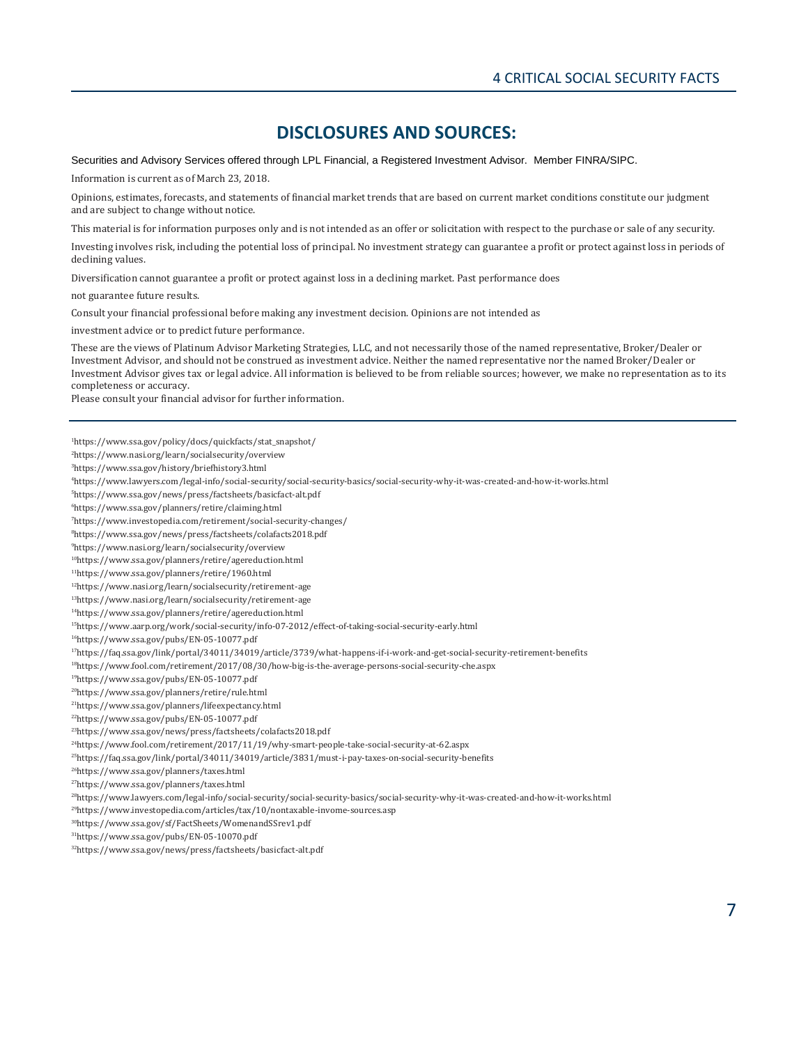## DISCLOSURES AND SOURCES:

Securities and Advisory Services offered through LPL Financial, a Registered Investment Advisor. Member FINRA/SIPC.

Information is current as of March 23, 2018.

Opinions, estimates, forecasts, and statements of financial market trends that are based on current market conditions constitute our judgment and are subject to change without notice.

This material is for information purposes only and is not intended as an offer or solicitation with respect to the purchase or sale of any security.

Investing involves risk, including the potential loss of principal. No investment strategy can guarantee a profit or protect against loss in periods of declining values.

Diversification cannot guarantee a profit or protect against loss in a declining market. Past performance does

not guarantee future results.

Consult your financial professional before making any investment decision. Opinions are not intended as

investment advice or to predict future performance.

These are the views of Platinum Advisor Marketing Strategies, LLC, and not necessarily those of the named representative, Broker/Dealer or Investment Advisor, and should not be construed as investment advice. Neither the named representative nor the named Broker/Dealer or Investment Advisor gives tax or legal advice. All information is believed to be from reliable sources; however, we make no representation as to its completeness or accuracy.
Please consult your financial advisor for further information.

---

[1]https://www.ssa.gov/policy/docs/quickfacts/stat_snapshot/
[2]https://www.nasi.org/learn/socialsecurity/overview
[3]https://www.ssa.gov/history/briefhistory3.html
[4]https://www.lawyers.com/legal-info/social-security/social-security-basics/social-security-why-it-was-created-and-how-it-works.html
[5]https://www.ssa.gov/news/press/factsheets/basicfact-alt.pdf
[6]https://www.ssa.gov/planners/retire/claiming.html
[7]https://www.investopedia.com/retirement/social-security-changes/
[8]https://www.ssa.gov/news/press/factsheets/colafacts2018.pdf
[9]https://www.nasi.org/learn/socialsecurity/overview
[10]https://www.ssa.gov/planners/retire/agereduction.html
[11]https://www.ssa.gov/planners/retire/1960.html
[12]https://www.nasi.org/learn/socialsecurity/retirement-age
[13]https://www.nasi.org/learn/socialsecurity/retirement-age
[14]https://www.ssa.gov/planners/retire/agereduction.html
[15]https://www.aarp.org/work/social-security/info-07-2012/effect-of-taking-social-security-early.html
[16]https://www.ssa.gov/pubs/EN-05-10077.pdf
[17]https://faq.ssa.gov/link/portal/34011/34019/article/3739/what-happens-if-i-work-and-get-social-security-retirement-benefits
[18]https://www.fool.com/retirement/2017/08/30/how-big-is-the-average-persons-social-security-che.aspx
[19]https://www.ssa.gov/pubs/EN-05-10077.pdf
[20]https://www.ssa.gov/planners/retire/rule.html
[21]https://www.ssa.gov/planners/lifeexpectancy.html
[22]https://www.ssa.gov/pubs/EN-05-10077.pdf
[23]https://www.ssa.gov/news/press/factsheets/colafacts2018.pdf
[24]https://www.fool.com/retirement/2017/11/19/why-smart-people-take-social-security-at-62.aspx
[25]https://faq.ssa.gov/link/portal/34011/34019/article/3831/must-i-pay-taxes-on-social-security-benefits
[26]https://www.ssa.gov/planners/taxes.html
[27]https://www.ssa.gov/planners/taxes.html
[28]https://www.lawyers.com/legal-info/social-security/social-security-basics/social-security-why-it-was-created-and-how-it-works.html
[29]https://www.investopedia.com/articles/tax/10/nontaxable-invome-sources.asp
[30]https://www.ssa.gov/sf/FactSheets/WomenandSSrev1.pdf
[31]https://www.ssa.gov/pubs/EN-05-10070.pdf
[32]https://www.ssa.gov/news/press/factsheets/basicfact-alt.pdf